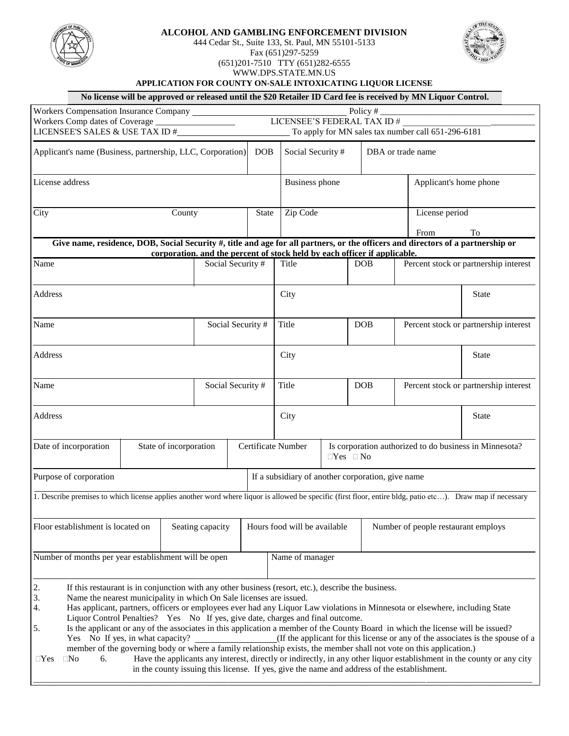**ALCOHOL AND GAMBLING ENFORCEMENT DIVISION**
444 Cedar St., Suite 133, St. Paul, MN 55101-5133
Fax (651)297-5259
(651)201-7510 TTY (651)282-6555
WWW.DPS.STATE.MN.US

**APPLICATION FOR COUNTY ON-SALE INTOXICATING LIQUOR LICENSE**

**No license will be approved or released until the $20 Retailer ID Card fee is received by MN Liquor Control.**

Workers Compensation Insurance Company ______________________________ Policy # ______________________________
Workers Comp dates of Coverage ________________ LICENSEE'S FEDERAL TAX ID # ______________________________
LICENSEE'S SALES & USE TAX ID #________________________ To apply for MN sales tax number call 651-296-6181

| Applicant's name (Business, partnership, LLC, Corporation) | DOB | Social Security # | DBA or trade name |
|---|---|---|---|
| | | | |

| License address | Business phone | Applicant's home phone |
|---|---|---|
| | | |

| City | County | State | Zip Code | License period From To |
|---|---|---|---|---|
| | | | | |

**Give name, residence, DOB, Social Security #, title and age for all partners, or the officers and directors of a partnership or corporation. and the percent of stock held by each officer if applicable.**

| Name | Social Security # | Title | DOB | Percent stock or partnership interest |
|---|---|---|---|---|
| | | | | |
| **Address** | | **City** | | **State** |
| | | | | |
| **Name** | **Social Security #** | **Title** | **DOB** | **Percent stock or partnership interest** |
| | | | | |
| **Address** | | **City** | | **State** |
| | | | | |
| **Name** | **Social Security #** | **Title** | **DOB** | **Percent stock or partnership interest** |
| | | | | |
| **Address** | | **City** | | **State** |
| | | | | |

| Date of incorporation | State of incorporation | Certificate Number | Is corporation authorized to do business in Minnesota? ☐Yes ☐No |
|---|---|---|---|
| | | | |

| Purpose of corporation | If a subsidiary of another corporation, give name |
|---|---|
| | |

1. Describe premises to which license applies another word where liquor is allowed be specific (first floor, entire bldg, patio etc…). Draw map if necessary

| Floor establishment is located on | Seating capacity | Hours food will be available | Number of people restaurant employs |
|---|---|---|---|
| | | | |

| Number of months per year establishment will be open | Name of manager |
|---|---|
| | |

2. If this restaurant is in conjunction with any other business (resort, etc.), describe the business.
3. Name the nearest municipality in which On Sale licenses are issued.
4. Has applicant, partners, officers or employees ever had any Liquor Law violations in Minnesota or elsewhere, including State Liquor Control Penalties? Yes No If yes, give date, charges and final outcome.
5. Is the applicant or any of the associates in this application a member of the County Board in which the license will be issued? Yes No If yes, in what capacity? ________________(If the applicant for this license or any of the associates is the spouse of a member of the governing body or where a family relationship exists, the member shall not vote on this application.)

☐Yes ☐No 6. Have the applicants any interest, directly or indirectly, in any other liquor establishment in the county or any city in the county issuing this license. If yes, give the name and address of the establishment.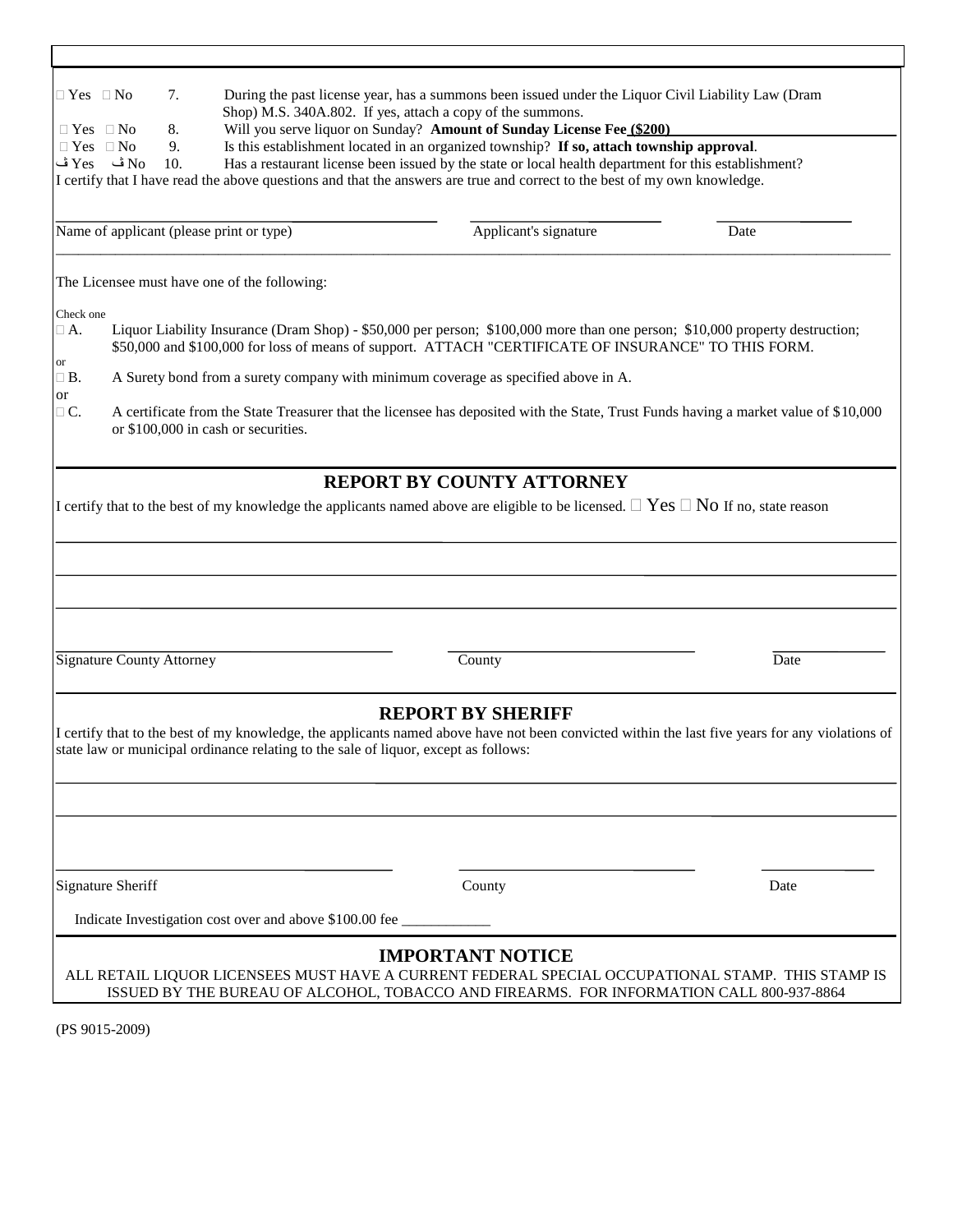☐ Yes ☐ No 7. During the past license year, has a summons been issued under the Liquor Civil Liability Law (Dram Shop) M.S. 340A.802. If yes, attach a copy of the summons.

☐ Yes ☐ No 8. Will you serve liquor on Sunday? **Amount of Sunday License Fee (\$200)**

☐ Yes ☐ No 9. Is this establishment located in an organized township? **If so, attach township approval**.

ڤ Yes ڤ No 10. Has a restaurant license been issued by the state or local health department for this establishment?

I certify that I have read the above questions and that the answers are true and correct to the best of my own knowledge.

| Name of applicant (please print or type) | Applicant's signature | Date |
|---|---|---|

The Licensee must have one of the following:

Check one

☐ A. Liquor Liability Insurance (Dram Shop) - \$50,000 per person; \$100,000 more than one person; \$10,000 property destruction; \$50,000 and \$100,000 for loss of means of support. ATTACH "CERTIFICATE OF INSURANCE" TO THIS FORM.

or

☐ B. A Surety bond from a surety company with minimum coverage as specified above in A.

or

☐ C. A certificate from the State Treasurer that the licensee has deposited with the State, Trust Funds having a market value of \$10,000 or \$100,000 in cash or securities.

## REPORT BY COUNTY ATTORNEY

I certify that to the best of my knowledge the applicants named above are eligible to be licensed. ☐ Yes ☐ No If no, state reason

| Signature County Attorney | County | Date |
|---|---|---|

## REPORT BY SHERIFF

I certify that to the best of my knowledge, the applicants named above have not been convicted within the last five years for any violations of state law or municipal ordinance relating to the sale of liquor, except as follows:

| Signature Sheriff | County | Date |
|---|---|---|

Indicate Investigation cost over and above \$100.00 fee ___________

## IMPORTANT NOTICE

ALL RETAIL LIQUOR LICENSEES MUST HAVE A CURRENT FEDERAL SPECIAL OCCUPATIONAL STAMP. THIS STAMP IS ISSUED BY THE BUREAU OF ALCOHOL, TOBACCO AND FIREARMS. FOR INFORMATION CALL 800-937-8864

(PS 9015-2009)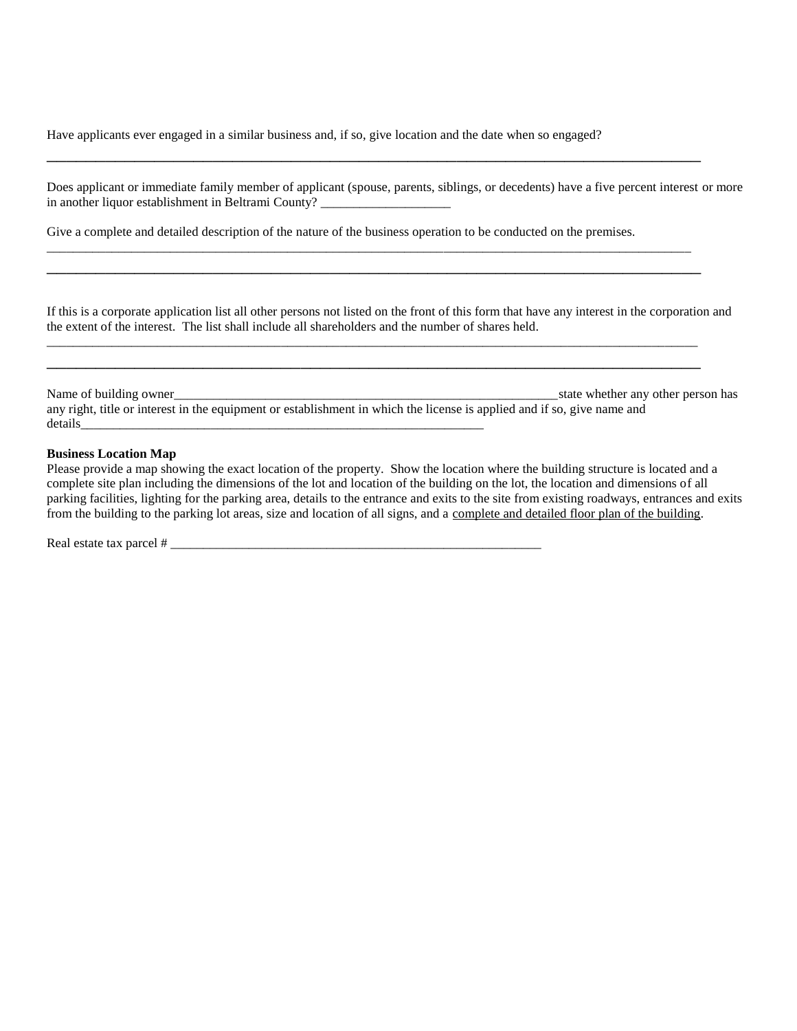Have applicants ever engaged in a similar business and, if so, give location and the date when so engaged?

______________________________________________________________________________________________

Does applicant or immediate family member of applicant (spouse, parents, siblings, or decedents) have a five percent interest or more in another liquor establishment in Beltrami County? ___________________

Give a complete and detailed description of the nature of the business operation to be conducted on the premises.

______________________________________________________________________________________________

______________________________________________________________________________________________

If this is a corporate application list all other persons not listed on the front of this form that have any interest in the corporation and the extent of the interest. The list shall include all shareholders and the number of shares held.

______________________________________________________________________________________________

______________________________________________________________________________________________

Name of building owner______________________________________________________________state whether any other person has any right, title or interest in the equipment or establishment in which the license is applied and if so, give name and details_______________________________________________________________

**Business Location Map**

Please provide a map showing the exact location of the property. Show the location where the building structure is located and a complete site plan including the dimensions of the lot and location of the building on the lot, the location and dimensions of all parking facilities, lighting for the parking area, details to the entrance and exits to the site from existing roadways, entrances and exits from the building to the parking lot areas, size and location of all signs, and a <u>complete and detailed floor plan of the building</u>.

Real estate tax parcel # ___________________________________________________________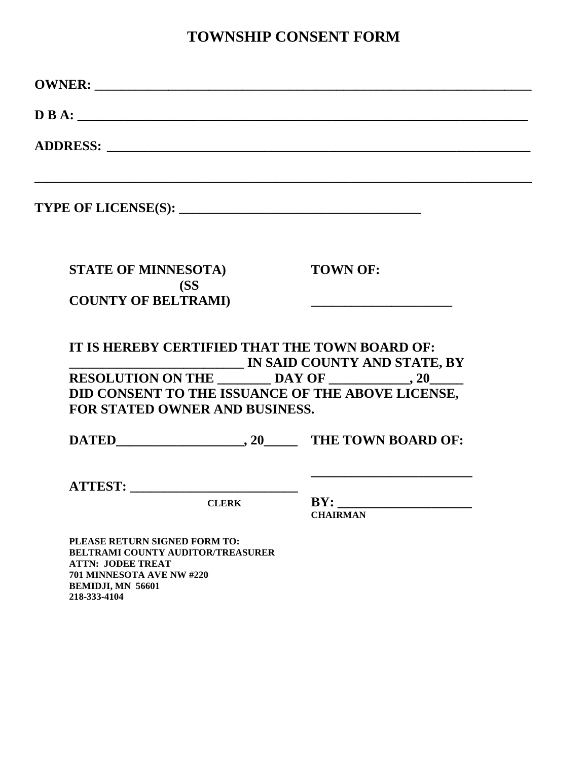# TOWNSHIP CONSENT FORM

**OWNER: ________________________________________________________________**

**D B A: __________________________________________________________________**

**ADDRESS: ______________________________________________________________**

**_________________________________________________________________________**

**TYPE OF LICENSE(S): ___________________________________**

**STATE OF MINNESOTA)**
**(SS**
**COUNTY OF BELTRAMI)**

**TOWN OF:**

**_____________________**

**IT IS HEREBY CERTIFIED THAT THE TOWN BOARD OF: __________________________ IN SAID COUNTY AND STATE, BY RESOLUTION ON THE ________ DAY OF ____________, 20_____ DID CONSENT TO THE ISSUANCE OF THE ABOVE LICENSE, FOR STATED OWNER AND BUSINESS.**

**DATED___________________, 20_____**

**THE TOWN BOARD OF:**

**________________________**

**ATTEST: _________________________**
**CLERK**

**BY: ____________________**
**CHAIRMAN**

**PLEASE RETURN SIGNED FORM TO:**
**BELTRAMI COUNTY AUDITOR/TREASURER**
**ATTN: JODEE TREAT**
**701 MINNESOTA AVE NW #220**
**BEMIDJI, MN 56601**
**218-333-4104**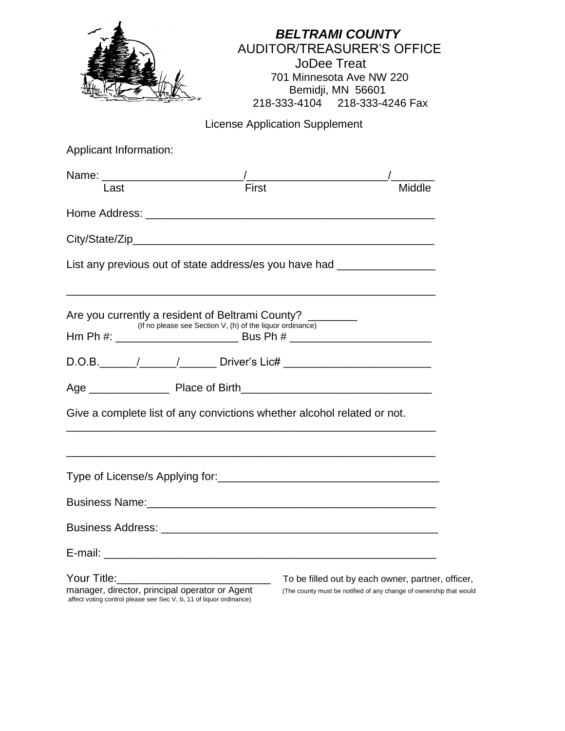***BELTRAMI COUNTY***
AUDITOR/TREASURER'S OFFICE
JoDee Treat
701 Minnesota Ave NW 220
Bemidji, MN 56601
218-333-4104 218-333-4246 Fax

License Application Supplement

Applicant Information:

Name: ______________________/______________________/_______
Last First Middle

Home Address: ______________________________________________

City/State/Zip______________________________________________

List any previous out of state address/es you have had _______________

____________________________________________________________

Are you currently a resident of Beltrami County? ________
(If no please see Section V, (h) of the liquor ordinance)

Hm Ph #: ___________________ Bus Ph # ______________________

D.O.B.______/______/______ Driver's Lic# ______________________

Age _____________ Place of Birth_____________________________

Give a complete list of any convictions whether alcohol related or not.

____________________________________________________________

____________________________________________________________

Type of License/s Applying for:__________________________________

Business Name:______________________________________________

Business Address: ____________________________________________

E-mail: _____________________________________________________

Your Title:__________________________ To be filled out by each owner, partner, officer, manager, director, principal operator or Agent (The county must be notified of any change of ownership that would affect voting control please see Sec V, b, 11 of liquor ordinance)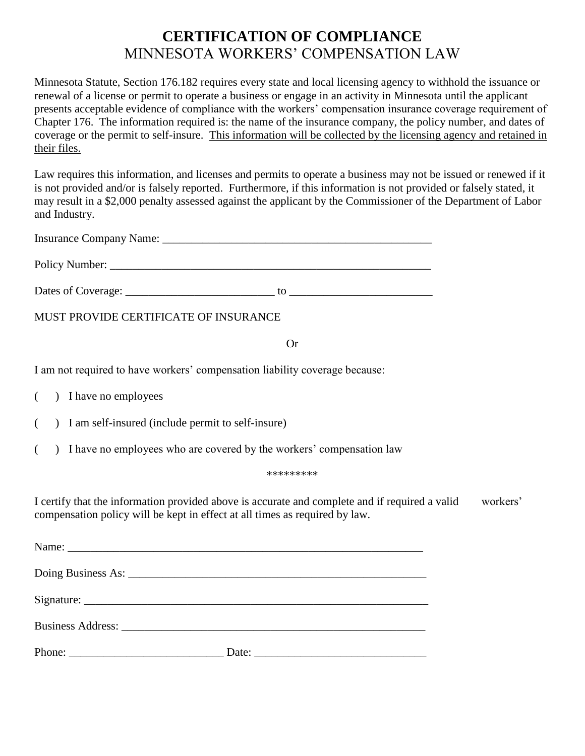# CERTIFICATION OF COMPLIANCE
## MINNESOTA WORKERS' COMPENSATION LAW

Minnesota Statute, Section 176.182 requires every state and local licensing agency to withhold the issuance or renewal of a license or permit to operate a business or engage in an activity in Minnesota until the applicant presents acceptable evidence of compliance with the workers' compensation insurance coverage requirement of Chapter 176. The information required is: the name of the insurance company, the policy number, and dates of coverage or the permit to self-insure. <u>This information will be collected by the licensing agency and retained in their files.</u>

Law requires this information, and licenses and permits to operate a business may not be issued or renewed if it is not provided and/or is falsely reported. Furthermore, if this information is not provided or falsely stated, it may result in a $2,000 penalty assessed against the applicant by the Commissioner of the Department of Labor and Industry.

Insurance Company Name: _______________________________________________

Policy Number: ________________________________________________________

Dates of Coverage: _________________________ to ________________________

MUST PROVIDE CERTIFICATE OF INSURANCE

Or

I am not required to have workers' compensation liability coverage because:

( ) I have no employees

( ) I am self-insured (include permit to self-insure)

( ) I have no employees who are covered by the workers' compensation law

*********

I certify that the information provided above is accurate and complete and if required a valid workers' compensation policy will be kept in effect at all times as required by law.

Name: _______________________________________________________________

Doing Business As: ____________________________________________________

Signature: ___________________________________________________________

Business Address: _____________________________________________________

Phone: __________________________ Date: _____________________________